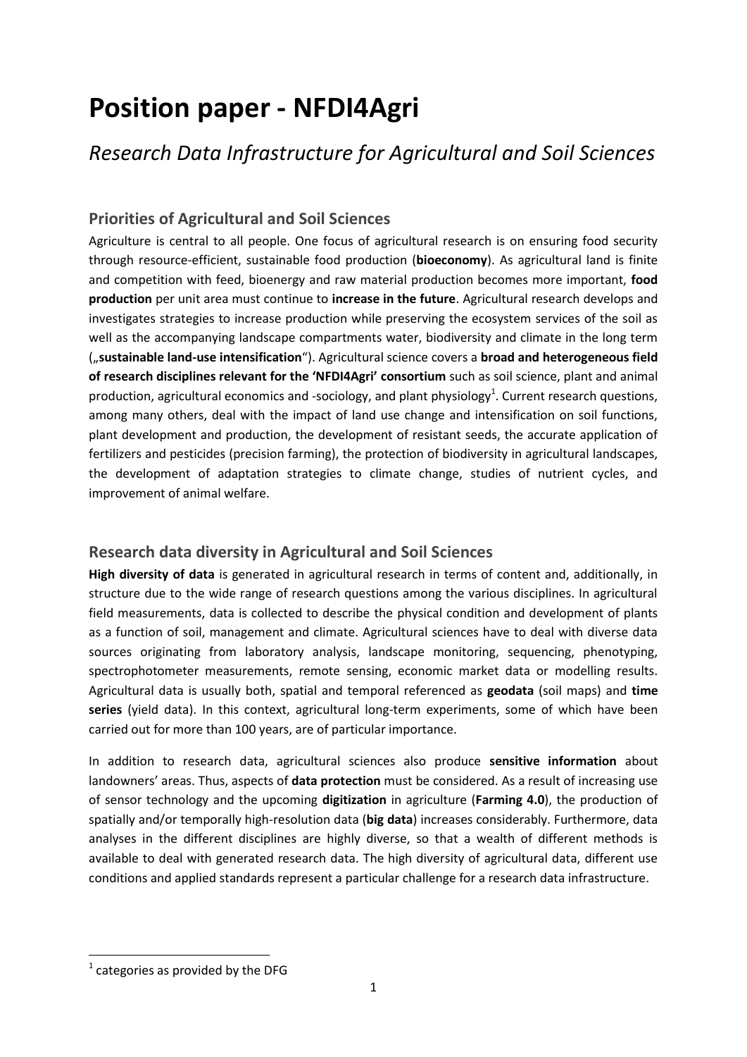# Position paper - NFDI4Agri

## *Research Data Infrastructure for Agricultural and Soil Sciences*

### Priorities of Agricultural and Soil Sciences

Agriculture is central to all people. One focus of agricultural research is on ensuring food security through resource-efficient, sustainable food production (**bioeconomy**). As agricultural land is finite and competition with feed, bioenergy and raw material production becomes more important, **food production** per unit area must continue to **increase in the future**. Agricultural research develops and investigates strategies to increase production while preserving the ecosystem services of the soil as well as the accompanying landscape compartments water, biodiversity and climate in the long term („**sustainable land-use intensification**“). Agricultural science covers a **broad and heterogeneous field of research disciplines relevant for the 'NFDI4Agri' consortium** such as soil science, plant and animal production, agricultural economics and -sociology, and plant physiology[1]. Current research questions, among many others, deal with the impact of land use change and intensification on soil functions, plant development and production, the development of resistant seeds, the accurate application of fertilizers and pesticides (precision farming), the protection of biodiversity in agricultural landscapes, the development of adaptation strategies to climate change, studies of nutrient cycles, and improvement of animal welfare.

### Research data diversity in Agricultural and Soil Sciences

**High diversity of data** is generated in agricultural research in terms of content and, additionally, in structure due to the wide range of research questions among the various disciplines. In agricultural field measurements, data is collected to describe the physical condition and development of plants as a function of soil, management and climate. Agricultural sciences have to deal with diverse data sources originating from laboratory analysis, landscape monitoring, sequencing, phenotyping, spectrophotometer measurements, remote sensing, economic market data or modelling results. Agricultural data is usually both, spatial and temporal referenced as **geodata** (soil maps) and **time series** (yield data). In this context, agricultural long-term experiments, some of which have been carried out for more than 100 years, are of particular importance.

In addition to research data, agricultural sciences also produce **sensitive information** about landowners' areas. Thus, aspects of **data protection** must be considered. As a result of increasing use of sensor technology and the upcoming **digitization** in agriculture (**Farming 4.0**), the production of spatially and/or temporally high-resolution data (**big data**) increases considerably. Furthermore, data analyses in the different disciplines are highly diverse, so that a wealth of different methods is available to deal with generated research data. The high diversity of agricultural data, different use conditions and applied standards represent a particular challenge for a research data infrastructure.

---

[1] categories as provided by the DFG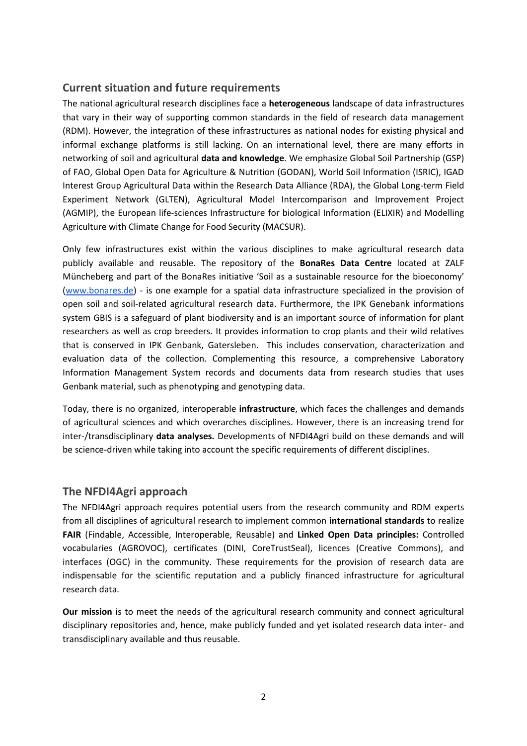## Current situation and future requirements

The national agricultural research disciplines face a **heterogeneous** landscape of data infrastructures that vary in their way of supporting common standards in the field of research data management (RDM). However, the integration of these infrastructures as national nodes for existing physical and informal exchange platforms is still lacking. On an international level, there are many efforts in networking of soil and agricultural **data and knowledge**. We emphasize Global Soil Partnership (GSP) of FAO, Global Open Data for Agriculture & Nutrition (GODAN), World Soil Information (ISRIC), IGAD Interest Group Agricultural Data within the Research Data Alliance (RDA), the Global Long-term Field Experiment Network (GLTEN), Agricultural Model Intercomparison and Improvement Project (AGMIP), the European life-sciences Infrastructure for biological Information (ELIXIR) and Modelling Agriculture with Climate Change for Food Security (MACSUR).

Only few infrastructures exist within the various disciplines to make agricultural research data publicly available and reusable. The repository of the **BonaRes Data Centre** located at ZALF Müncheberg and part of the BonaRes initiative 'Soil as a sustainable resource for the bioeconomy' (www.bonares.de) - is one example for a spatial data infrastructure specialized in the provision of open soil and soil-related agricultural research data. Furthermore, the IPK Genebank informations system GBIS is a safeguard of plant biodiversity and is an important source of information for plant researchers as well as crop breeders. It provides information to crop plants and their wild relatives that is conserved in IPK Genbank, Gatersleben. This includes conservation, characterization and evaluation data of the collection. Complementing this resource, a comprehensive Laboratory Information Management System records and documents data from research studies that uses Genbank material, such as phenotyping and genotyping data.

Today, there is no organized, interoperable **infrastructure**, which faces the challenges and demands of agricultural sciences and which overarches disciplines. However, there is an increasing trend for inter-/transdisciplinary **data analyses.** Developments of NFDI4Agri build on these demands and will be science-driven while taking into account the specific requirements of different disciplines.

## The NFDI4Agri approach

The NFDI4Agri approach requires potential users from the research community and RDM experts from all disciplines of agricultural research to implement common **international standards** to realize **FAIR** (Findable, Accessible, Interoperable, Reusable) and **Linked Open Data principles:** Controlled vocabularies (AGROVOC), certificates (DINI, CoreTrustSeal), licences (Creative Commons), and interfaces (OGC) in the community. These requirements for the provision of research data are indispensable for the scientific reputation and a publicly financed infrastructure for agricultural research data.

**Our mission** is to meet the needs of the agricultural research community and connect agricultural disciplinary repositories and, hence, make publicly funded and yet isolated research data inter- and transdisciplinary available and thus reusable.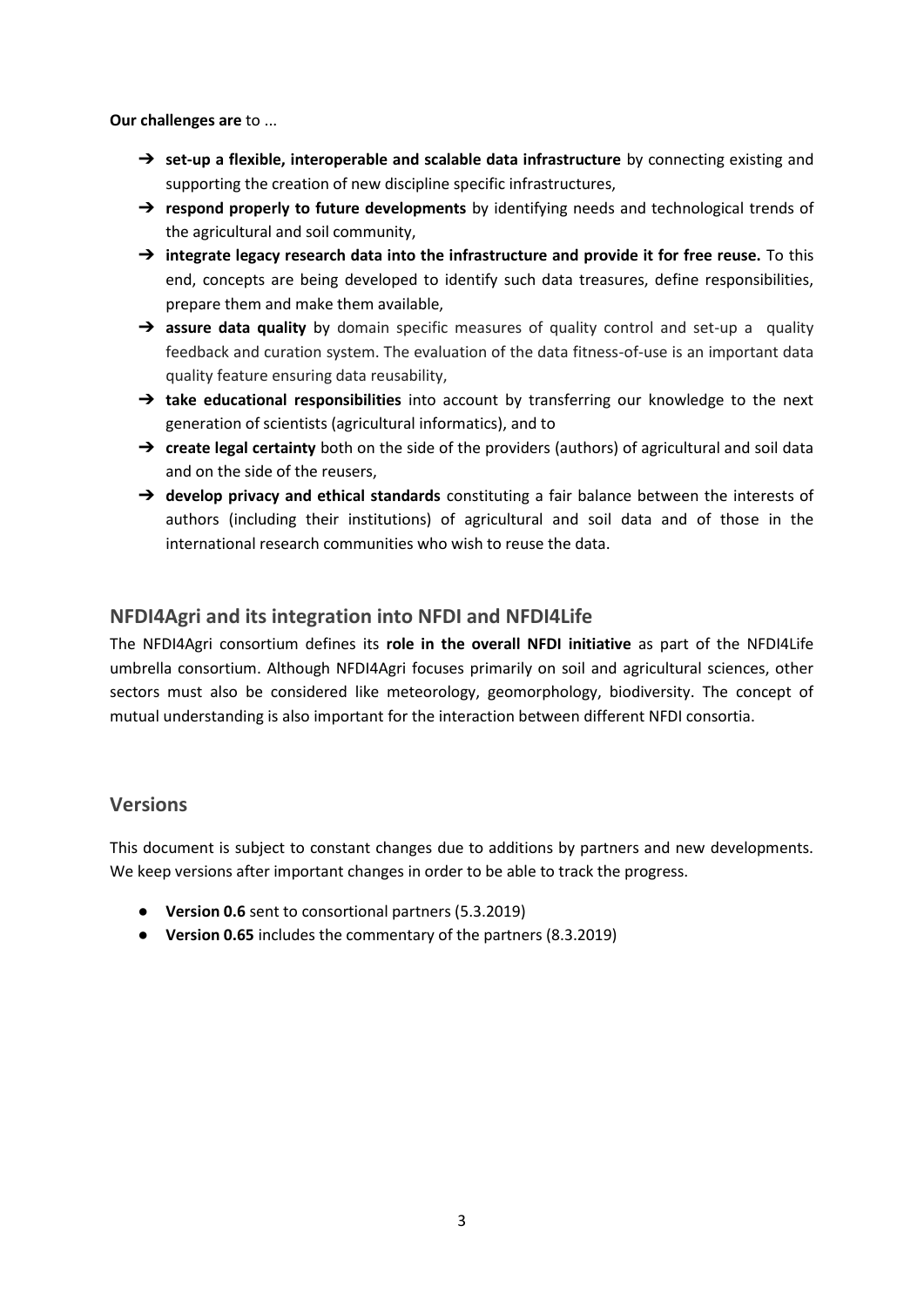**Our challenges are** to ...

- ➔ **set-up a flexible, interoperable and scalable data infrastructure** by connecting existing and supporting the creation of new discipline specific infrastructures,
- ➔ **respond properly to future developments** by identifying needs and technological trends of the agricultural and soil community,
- ➔ **integrate legacy research data into the infrastructure and provide it for free reuse.** To this end, concepts are being developed to identify such data treasures, define responsibilities, prepare them and make them available,
- ➔ **assure data quality** by domain specific measures of quality control and set-up a quality feedback and curation system. The evaluation of the data fitness-of-use is an important data quality feature ensuring data reusability,
- ➔ **take educational responsibilities** into account by transferring our knowledge to the next generation of scientists (agricultural informatics), and to
- ➔ **create legal certainty** both on the side of the providers (authors) of agricultural and soil data and on the side of the reusers,
- ➔ **develop privacy and ethical standards** constituting a fair balance between the interests of authors (including their institutions) of agricultural and soil data and of those in the international research communities who wish to reuse the data.

## NFDI4Agri and its integration into NFDI and NFDI4Life

The NFDI4Agri consortium defines its **role in the overall NFDI initiative** as part of the NFDI4Life umbrella consortium. Although NFDI4Agri focuses primarily on soil and agricultural sciences, other sectors must also be considered like meteorology, geomorphology, biodiversity. The concept of mutual understanding is also important for the interaction between different NFDI consortia.

## Versions

This document is subject to constant changes due to additions by partners and new developments. We keep versions after important changes in order to be able to track the progress.

- **Version 0.6** sent to consortional partners (5.3.2019)
- **Version 0.65** includes the commentary of the partners (8.3.2019)